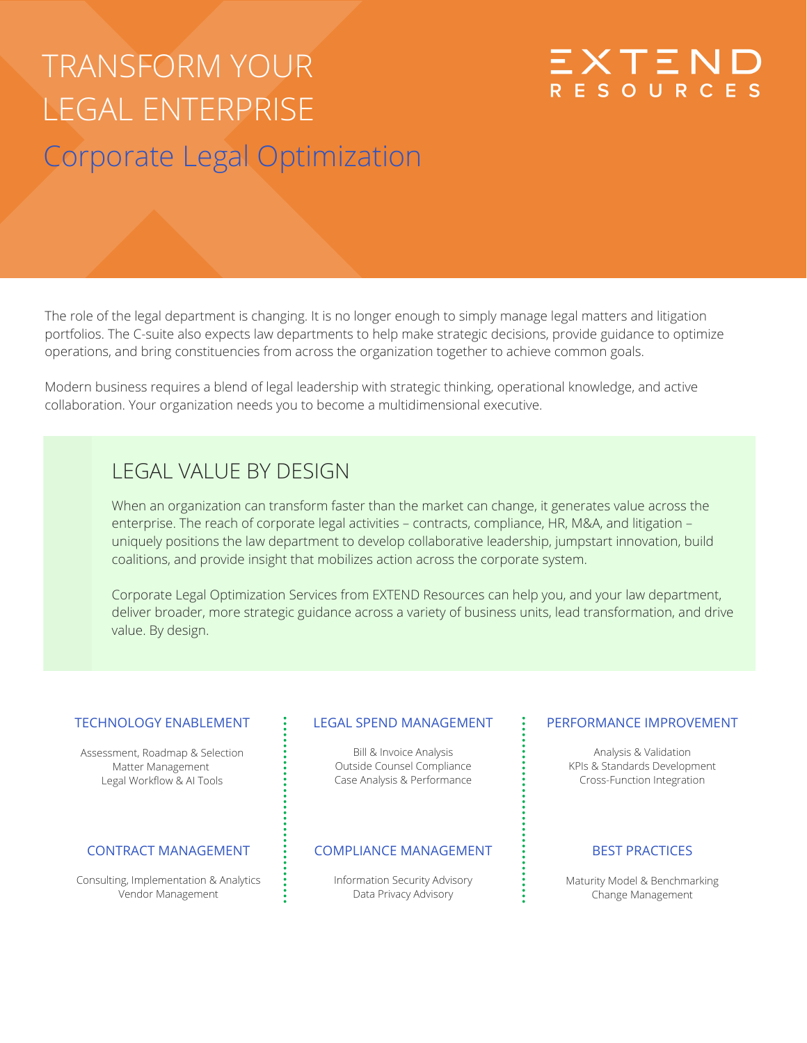# TRANSFORM YOUR LEGAL ENTERPRISE

## Corporate Legal Optimization

EXTEND RESOURCES

The role of the legal department is changing. It is no longer enough to simply manage legal matters and litigation portfolios. The C-suite also expects law departments to help make strategic decisions, provide guidance to optimize operations, and bring constituencies from across the organization together to achieve common goals.

Modern business requires a blend of legal leadership with strategic thinking, operational knowledge, and active collaboration. Your organization needs you to become a multidimensional executive.

## LEGAL VALUE BY DESIGN

When an organization can transform faster than the market can change, it generates value across the enterprise. The reach of corporate legal activities – contracts, compliance, HR, M&A, and litigation – uniquely positions the law department to develop collaborative leadership, jumpstart innovation, build coalitions, and provide insight that mobilizes action across the corporate system.

Corporate Legal Optimization Services from EXTEND Resources can help you, and your law department, deliver broader, more strategic guidance across a variety of business units, lead transformation, and drive value. By design.

### TECHNOLOGY ENABLEMENT

Assessment, Roadmap & Selection
Matter Management
Legal Workflow & AI Tools

### CONTRACT MANAGEMENT

Consulting, Implementation & Analytics
Vendor Management

### LEGAL SPEND MANAGEMENT

Bill & Invoice Analysis
Outside Counsel Compliance
Case Analysis & Performance

### COMPLIANCE MANAGEMENT

Information Security Advisory
Data Privacy Advisory

### PERFORMANCE IMPROVEMENT

Analysis & Validation
KPIs & Standards Development
Cross-Function Integration

### BEST PRACTICES

Maturity Model & Benchmarking
Change Management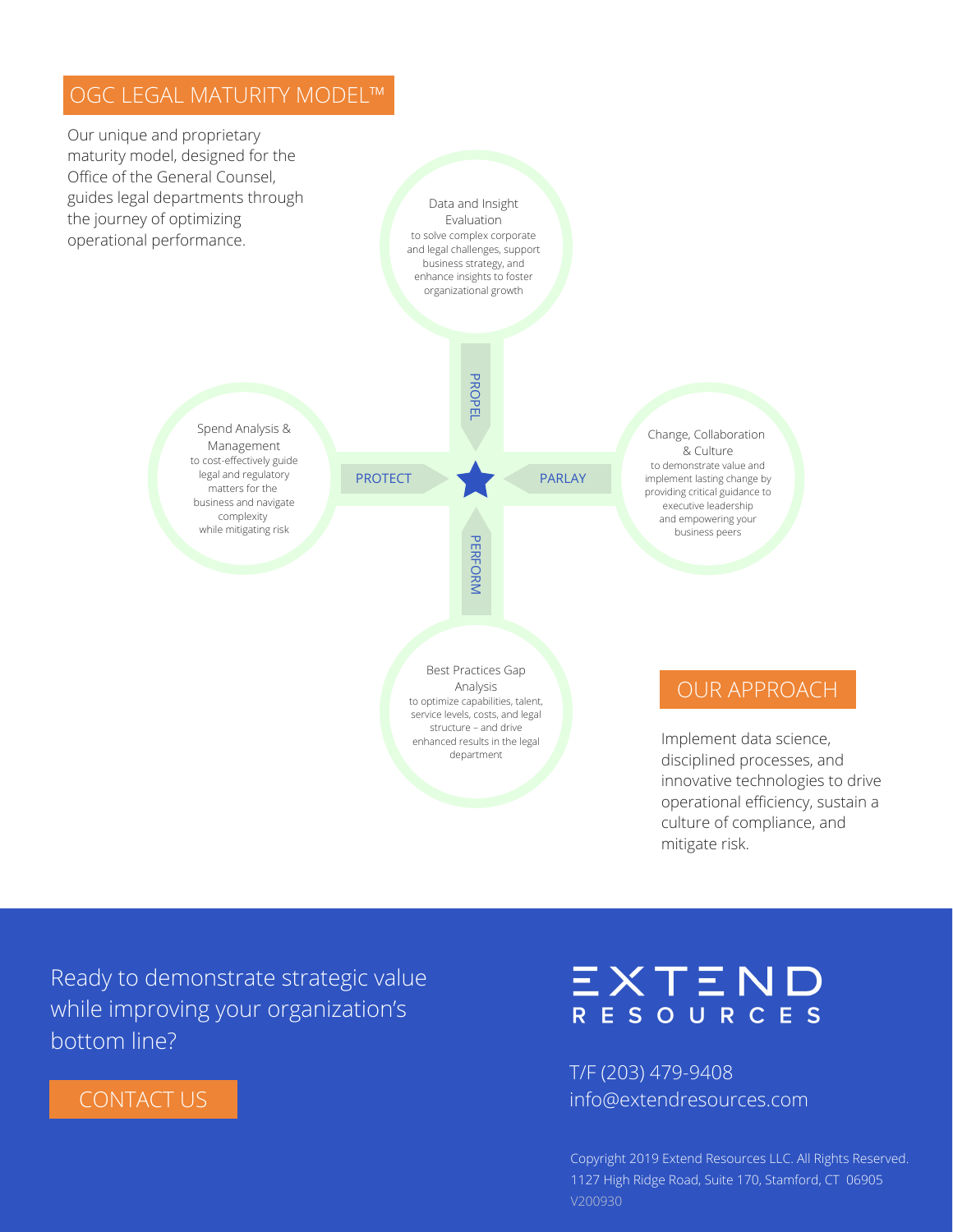## OGC LEGAL MATURITY MODEL™

Our unique and proprietary maturity model, designed for the Office of the General Counsel, guides legal departments through the journey of optimizing operational performance.

**Data and Insight Evaluation**
to solve complex corporate and legal challenges, support business strategy, and enhance insights to foster organizational growth

PROPEL

**Spend Analysis & Management**
to cost-effectively guide legal and regulatory matters for the business and navigate complexity while mitigating risk

PROTECT

PARLAY

**Change, Collaboration & Culture**
to demonstrate value and implement lasting change by providing critical guidance to executive leadership and empowering your business peers

PERFORM

**Best Practices Gap Analysis**
to optimize capabilities, talent, service levels, costs, and legal structure – and drive enhanced results in the legal department

## OUR APPROACH

Implement data science, disciplined processes, and innovative technologies to drive operational efficiency, sustain a culture of compliance, and mitigate risk.

Ready to demonstrate strategic value while improving your organization's bottom line?

CONTACT US

EXTEND RESOURCES

T/F (203) 479-9408
info@extendresources.com

Copyright 2019 Extend Resources LLC. All Rights Reserved.
1127 High Ridge Road, Suite 170, Stamford, CT 06905
V200930